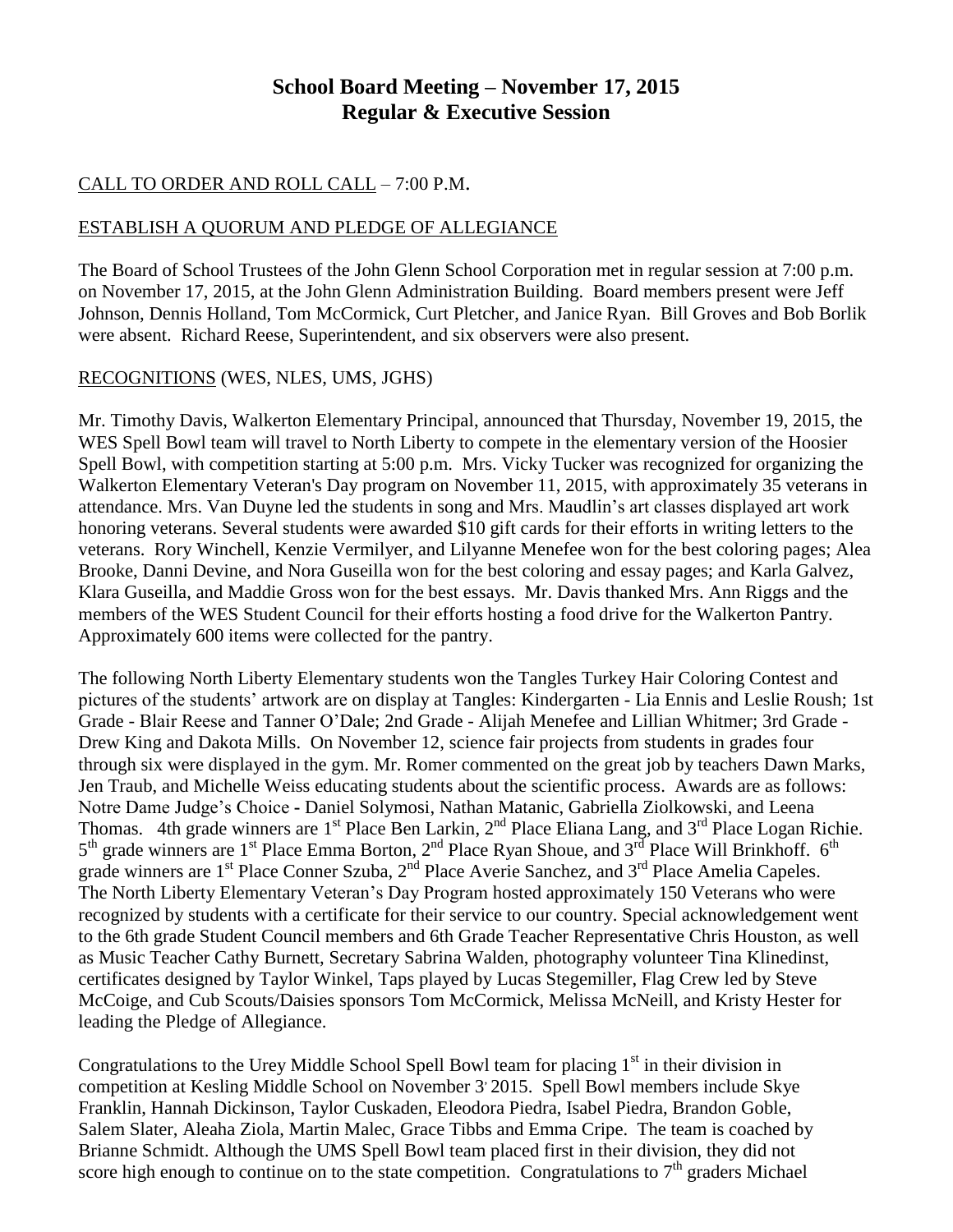# School Board Meeting – November 17, 2015
## Regular & Executive Session

CALL TO ORDER AND ROLL CALL – 7:00 P.M.

ESTABLISH A QUORUM AND PLEDGE OF ALLEGIANCE

The Board of School Trustees of the John Glenn School Corporation met in regular session at 7:00 p.m. on November 17, 2015, at the John Glenn Administration Building. Board members present were Jeff Johnson, Dennis Holland, Tom McCormick, Curt Pletcher, and Janice Ryan. Bill Groves and Bob Borlik were absent. Richard Reese, Superintendent, and six observers were also present.

RECOGNITIONS (WES, NLES, UMS, JGHS)

Mr. Timothy Davis, Walkerton Elementary Principal, announced that Thursday, November 19, 2015, the WES Spell Bowl team will travel to North Liberty to compete in the elementary version of the Hoosier Spell Bowl, with competition starting at 5:00 p.m. Mrs. Vicky Tucker was recognized for organizing the Walkerton Elementary Veteran's Day program on November 11, 2015, with approximately 35 veterans in attendance. Mrs. Van Duyne led the students in song and Mrs. Maudlin's art classes displayed art work honoring veterans. Several students were awarded $10 gift cards for their efforts in writing letters to the veterans. Rory Winchell, Kenzie Vermilyer, and Lilyanne Menefee won for the best coloring pages; Alea Brooke, Danni Devine, and Nora Guseilla won for the best coloring and essay pages; and Karla Galvez, Klara Guseilla, and Maddie Gross won for the best essays. Mr. Davis thanked Mrs. Ann Riggs and the members of the WES Student Council for their efforts hosting a food drive for the Walkerton Pantry. Approximately 600 items were collected for the pantry.

The following North Liberty Elementary students won the Tangles Turkey Hair Coloring Contest and pictures of the students' artwork are on display at Tangles: Kindergarten - Lia Ennis and Leslie Roush; 1st Grade - Blair Reese and Tanner O'Dale; 2nd Grade - Alijah Menefee and Lillian Whitmer; 3rd Grade - Drew King and Dakota Mills. On November 12, science fair projects from students in grades four through six were displayed in the gym. Mr. Romer commented on the great job by teachers Dawn Marks, Jen Traub, and Michelle Weiss educating students about the scientific process. Awards are as follows: Notre Dame Judge's Choice - Daniel Solymosi, Nathan Matanic, Gabriella Ziolkowski, and Leena Thomas. 4th grade winners are 1st Place Ben Larkin, 2nd Place Eliana Lang, and 3rd Place Logan Richie. 5th grade winners are 1st Place Emma Borton, 2nd Place Ryan Shoue, and 3rd Place Will Brinkhoff. 6th grade winners are 1st Place Conner Szuba, 2nd Place Averie Sanchez, and 3rd Place Amelia Capeles. The North Liberty Elementary Veteran's Day Program hosted approximately 150 Veterans who were recognized by students with a certificate for their service to our country. Special acknowledgement went to the 6th grade Student Council members and 6th Grade Teacher Representative Chris Houston, as well as Music Teacher Cathy Burnett, Secretary Sabrina Walden, photography volunteer Tina Klinedinst, certificates designed by Taylor Winkel, Taps played by Lucas Stegemiller, Flag Crew led by Steve McCoige, and Cub Scouts/Daisies sponsors Tom McCormick, Melissa McNeill, and Kristy Hester for leading the Pledge of Allegiance.

Congratulations to the Urey Middle School Spell Bowl team for placing 1st in their division in competition at Kesling Middle School on November 3, 2015. Spell Bowl members include Skye Franklin, Hannah Dickinson, Taylor Cuskaden, Eleodora Piedra, Isabel Piedra, Brandon Goble, Salem Slater, Aleaha Ziola, Martin Malec, Grace Tibbs and Emma Cripe. The team is coached by Brianne Schmidt. Although the UMS Spell Bowl team placed first in their division, they did not score high enough to continue on to the state competition. Congratulations to 7th graders Michael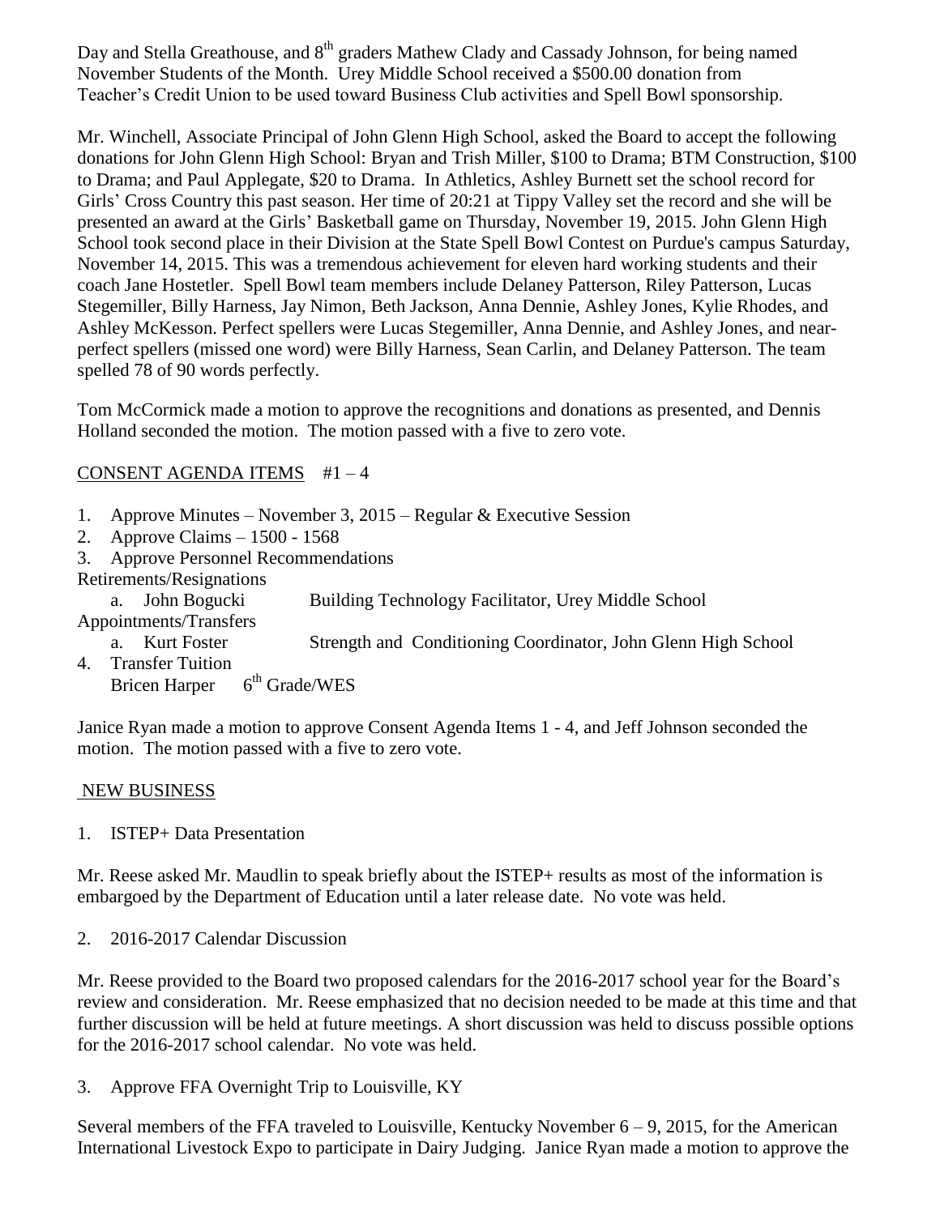Day and Stella Greathouse, and 8th graders Mathew Clady and Cassady Johnson, for being named November Students of the Month. Urey Middle School received a $500.00 donation from Teacher's Credit Union to be used toward Business Club activities and Spell Bowl sponsorship.

Mr. Winchell, Associate Principal of John Glenn High School, asked the Board to accept the following donations for John Glenn High School: Bryan and Trish Miller, $100 to Drama; BTM Construction, $100 to Drama; and Paul Applegate, $20 to Drama. In Athletics, Ashley Burnett set the school record for Girls' Cross Country this past season. Her time of 20:21 at Tippy Valley set the record and she will be presented an award at the Girls' Basketball game on Thursday, November 19, 2015. John Glenn High School took second place in their Division at the State Spell Bowl Contest on Purdue's campus Saturday, November 14, 2015. This was a tremendous achievement for eleven hard working students and their coach Jane Hostetler. Spell Bowl team members include Delaney Patterson, Riley Patterson, Lucas Stegemiller, Billy Harness, Jay Nimon, Beth Jackson, Anna Dennie, Ashley Jones, Kylie Rhodes, and Ashley McKesson. Perfect spellers were Lucas Stegemiller, Anna Dennie, and Ashley Jones, and near-perfect spellers (missed one word) were Billy Harness, Sean Carlin, and Delaney Patterson. The team spelled 78 of 90 words perfectly.

Tom McCormick made a motion to approve the recognitions and donations as presented, and Dennis Holland seconded the motion. The motion passed with a five to zero vote.

CONSENT AGENDA ITEMS #1 – 4

1. Approve Minutes – November 3, 2015 – Regular & Executive Session
2. Approve Claims – 1500 - 1568
3. Approve Personnel Recommendations

Retirements/Resignations
   a. John Bogucki — Building Technology Facilitator, Urey Middle School

Appointments/Transfers
   a. Kurt Foster — Strength and Conditioning Coordinator, John Glenn High School

4. Transfer Tuition
   Bricen Harper — 6th Grade/WES

Janice Ryan made a motion to approve Consent Agenda Items 1 - 4, and Jeff Johnson seconded the motion. The motion passed with a five to zero vote.

NEW BUSINESS

1. ISTEP+ Data Presentation

Mr. Reese asked Mr. Maudlin to speak briefly about the ISTEP+ results as most of the information is embargoed by the Department of Education until a later release date. No vote was held.

2. 2016-2017 Calendar Discussion

Mr. Reese provided to the Board two proposed calendars for the 2016-2017 school year for the Board's review and consideration. Mr. Reese emphasized that no decision needed to be made at this time and that further discussion will be held at future meetings. A short discussion was held to discuss possible options for the 2016-2017 school calendar. No vote was held.

3. Approve FFA Overnight Trip to Louisville, KY

Several members of the FFA traveled to Louisville, Kentucky November 6 – 9, 2015, for the American International Livestock Expo to participate in Dairy Judging. Janice Ryan made a motion to approve the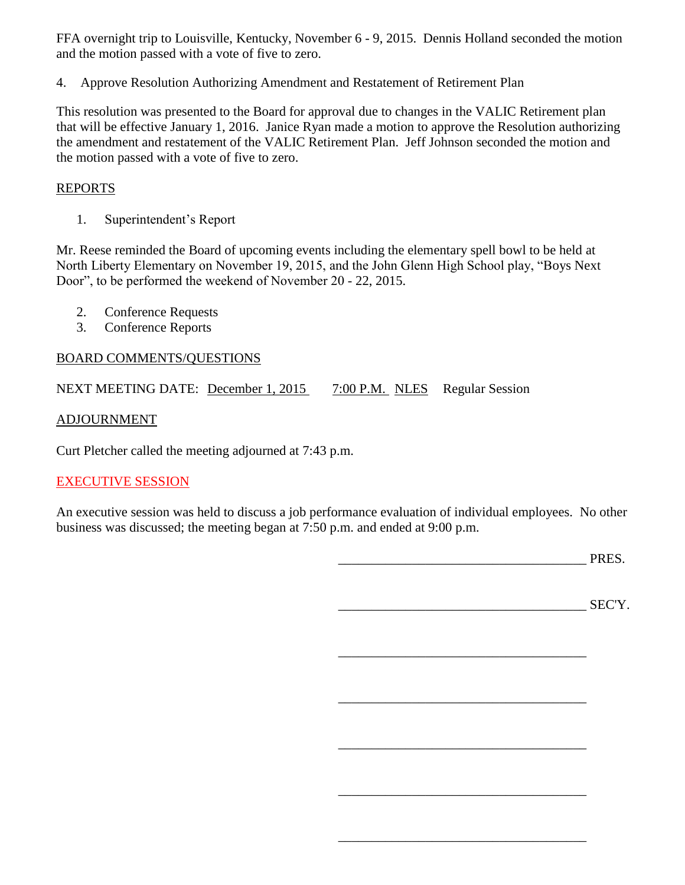FFA overnight trip to Louisville, Kentucky, November 6 - 9, 2015. Dennis Holland seconded the motion and the motion passed with a vote of five to zero.

4. Approve Resolution Authorizing Amendment and Restatement of Retirement Plan

This resolution was presented to the Board for approval due to changes in the VALIC Retirement plan that will be effective January 1, 2016. Janice Ryan made a motion to approve the Resolution authorizing the amendment and restatement of the VALIC Retirement Plan. Jeff Johnson seconded the motion and the motion passed with a vote of five to zero.

<u>REPORTS</u>

1. Superintendent's Report

Mr. Reese reminded the Board of upcoming events including the elementary spell bowl to be held at North Liberty Elementary on November 19, 2015, and the John Glenn High School play, "Boys Next Door", to be performed the weekend of November 20 - 22, 2015.

2. Conference Requests
3. Conference Reports

<u>BOARD COMMENTS/QUESTIONS</u>

NEXT MEETING DATE: <u>December 1, 2015</u> <u>7:00 P.M.</u> <u>NLES</u> Regular Session

<u>ADJOURNMENT</u>

Curt Pletcher called the meeting adjourned at 7:43 p.m.

<u>EXECUTIVE SESSION</u>

An executive session was held to discuss a job performance evaluation of individual employees. No other business was discussed; the meeting began at 7:50 p.m. and ended at 9:00 p.m.

_____________________________________ PRES.

_____________________________________ SEC'Y.

_____________________________________

_____________________________________

_____________________________________

_____________________________________

_____________________________________